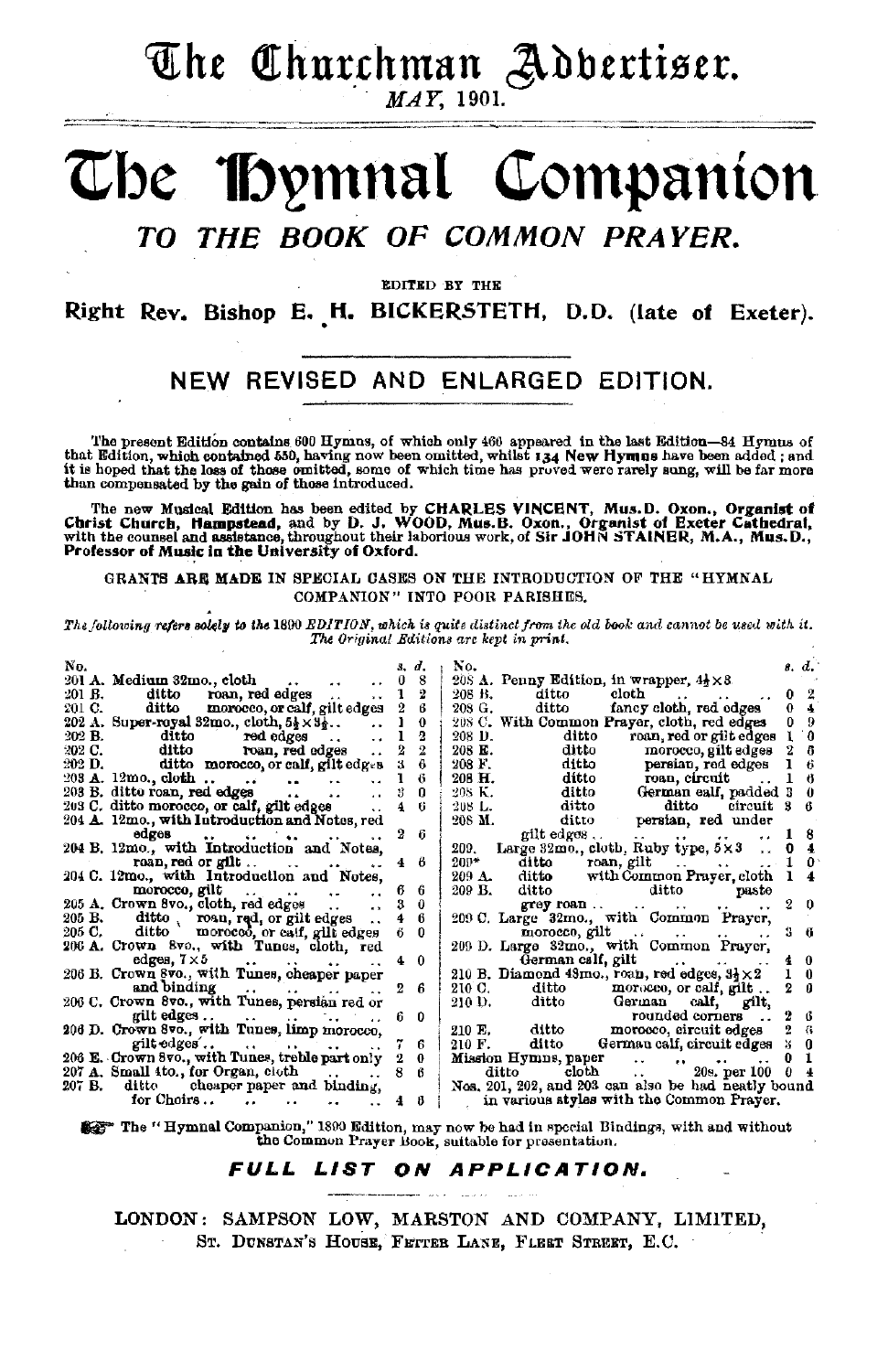# The Churchman Advertiser.

*MAY*, 1901.

# The Hymnal Companion

## *TO THE BOOK OF COMMON PRAYER.*

EDITED BY THE

**Right Rev. Bishop E. H. BICKERSTETH, D.D. (late of Exeter).**

### NEW REVISED AND ENLARGED EDITION.

The present Edition contains 600 Hymns, of which only 460 appeared in the last Edition—84 Hymns of that Edition, which contained 550, having now been omitted, whilst **134 New Hymns** have been added; and it is hoped that the loss of those omitted, some of which time has proved were rarely sung, will be far more than compensated by the gain of those introduced.

The new Musical Edition has been edited by **CHARLES VINCENT, Mus.D. Oxon., Organist of Christ Church, Hampstead,** and by **D. J. WOOD, Mus.B. Oxon., Organist of Exeter Cathedral,** with the counsel and assistance, throughout their laborious work, of **Sir JOHN STAINER, M.A., Mus.D., Professor of Music in the University of Oxford.**

GRANTS ARE MADE IN SPECIAL CASES ON THE INTRODUCTION OF THE "HYMNAL COMPANION" INTO POOR PARISHES.

*The following refers solely to the* 1890 *EDITION, which is quite distinct from the old book and cannot be used with it. The Original Editions are kept in print.*

| No. | | s. | d. |
|---|---|---|---|
| 201 A. | Medium 32mo., cloth | 0 | 8 |
| 201 B. | ditto roan, red edges | 1 | 2 |
| 201 C. | ditto morocco, or calf, gilt edges | 2 | 6 |
| 202 A. | Super-royal 32mo., cloth, $5\frac{1}{2}\times3\frac{1}{2}$ | 1 | 0 |
| 202 B. | ditto red edges | 1 | 2 |
| 202 C. | ditto roan, red edges | 2 | 2 |
| 202 D. | ditto morocco, or calf, gilt edges | 3 | 6 |
| 203 A. | 12mo., cloth | 1 | 6 |
| 203 B. | ditto roan, red edges | 3 | 0 |
| 203 C. | ditto morocco, or calf, gilt edges | 4 | 6 |
| 204 A. | 12mo., with Introduction and Notes, red edges | 2 | 6 |
| 204 B. | 12mo., with Introduction and Notes, roan, red or gilt | 4 | 6 |
| 204 C. | 12mo., with Introduction and Notes, morocco, gilt | 6 | 6 |
| 205 A. | Crown 8vo., cloth, red edges | 3 | 0 |
| 205 B. | ditto roan, red, or gilt edges | 4 | 6 |
| 205 C. | ditto morocco, or calf, gilt edges | 6 | 0 |
| 206 A. | Crown 8vo., with Tunes, cloth, red edges, 7×5 | 4 | 0 |
| 206 B. | Crown 8vo., with Tunes, cheaper paper and binding | 2 | 6 |
| 206 C. | Crown 8vo., with Tunes, persian red or gilt edges | 6 | 0 |
| 206 D. | Crown 8vo., with Tunes, limp morocco, gilt edges | 7 | 6 |
| 206 E. | Crown 8vo., with Tunes, treble part only | 2 | 0 |
| 207 A. | Small 4to., for Organ, cloth | 8 | 6 |
| 207 B. | ditto cheaper paper and binding, for Choirs | 4 | 6 |
| 208 A. | Penny Edition, in wrapper, $4\frac{1}{2}\times3$ | | |
| 208 B. | ditto cloth | 0 | 2 |
| 208 G. | ditto fancy cloth, red edges | 0 | 4 |
| 208 C. | With Common Prayer, cloth, red edges | 0 | 9 |
| 208 D. | ditto roan, red or gilt edges | 1 | 0 |
| 208 E. | ditto morocco, gilt edges | 2 | 6 |
| 208 F. | ditto persian, red edges | 1 | 6 |
| 208 H. | ditto roan, circuit | 1 | 6 |
| 208 K. | ditto German calf, padded | 3 | 0 |
| 208 L. | ditto ditto circuit | 3 | 6 |
| 208 M. | ditto persian, red under gilt edges | 1 | 8 |
| 209. | Large 32mo., cloth, Ruby type, 5×3 | 0 | 4 |
| 209* | ditto roan, gilt | 1 | 0 |
| 209 A. | ditto with Common Prayer, cloth | 1 | 4 |
| 209 B. | ditto ditto paste grey roan | 2 | 0 |
| 209 C. | Large 32mo., with Common Prayer, morocco, gilt | 3 | 6 |
| 209 D. | Large 32mo., with Common Prayer, German calf, gilt | 4 | 0 |
| 210 B. | Diamond 48mo., roan, red edges, $3\frac{1}{2}\times2$ | 1 | 0 |
| 210 C. | ditto morocco, or calf, gilt | 2 | 0 |
| 210 D. | ditto German calf, gilt, rounded corners | 2 | 6 |
| 210 E. | ditto morocco, circuit edges | 2 | 6 |
| 210 F. | ditto German calf, circuit edges | 3 | 0 |
| | Mission Hymns, paper | 0 | 1 |
| | ditto cloth 20s. per 100 | 0 | 4 |

Nos. 201, 202, and 203 can also be had neatly bound in various styles with the Common Prayer.

☞ The "Hymnal Companion," 1890 Edition, may now be had in special Bindings, with and without the Common Prayer Book, suitable for presentation.

***FULL LIST ON APPLICATION.***

LONDON: SAMPSON LOW, MARSTON AND COMPANY, LIMITED,
ST. DUNSTAN'S HOUSE, FETTER LANE, FLEET STREET, E.C.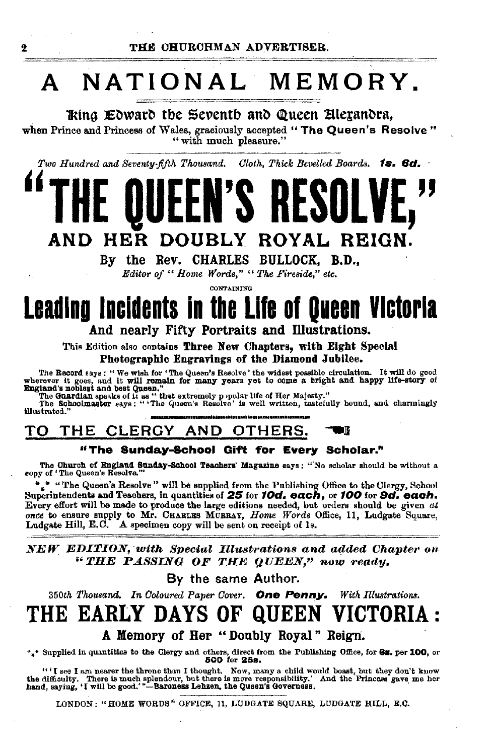# A NATIONAL MEMORY.

**King Edward the Seventh and Queen Alexandra,**

when Prince and Princess of Wales, graciously accepted "**The Queen's Resolve**" "with much pleasure."

*Two Hundred and Seventy-fifth Thousand. Cloth, Thick Bevelled Boards.* ***1s. 6d.***

# "THE QUEEN'S RESOLVE,"

## AND HER DOUBLY ROYAL REIGN.

By the Rev. **CHARLES BULLOCK, B.D.,**

*Editor of "Home Words," "The Fireside," etc.*

CONTAINING

# Leading Incidents in the Life of Queen Victoria

**And nearly Fifty Portraits and Illustrations.**

This Edition also contains **Three New Chapters, with Eight Special Photographic Engravings of the Diamond Jubilee.**

The **Record** says: "We wish for 'The Queen's Resolve' the widest possible circulation. It will do good wherever it goes, and it will remain for many years yet to come a bright and happy life-story of England's noblest and best Queen."

The **Guardian** speaks of it as "that extremely popular life of Her Majesty."

The **Schoolmaster** says: "'The Queen's Resolve' is well written, tastefully bound, and charmingly illustrated."

## TO THE CLERGY AND OTHERS.

**"The Sunday-School Gift for Every Scholar."**

The **Church of England Sunday-School Teachers' Magazine** says: "No scholar should be without a copy of 'The Queen's Resolve.'"

*** "The Queen's Resolve" will be supplied from the Publishing Office to the Clergy, School Superintendents and Teachers, in quantities of ***25* for *10d. each,*** or ***100* for *9d. each.*** Every effort will be made to produce the large editions needed, but orders should be given *at once* to ensure supply to Mr. CHARLES MURRAY, *Home Words* Office, 11, Ludgate Square, Ludgate Hill, E.C. A specimen copy will be sent on receipt of 1s.

***NEW EDITION, with Special Illustrations and added Chapter on "THE PASSING OF THE QUEEN," now ready.***

By the same Author.

*350th Thousand. In Coloured Paper Cover.* **One Penny.** *With Illustrations.*

# THE EARLY DAYS OF QUEEN VICTORIA:

**A Memory of Her "Doubly Royal" Reign.**

*** Supplied in quantities to the Clergy and others, direct from the Publishing Office, for **6s.** per **100**, or **500** for **25s.**

"'I see I am nearer the throne than I thought. Now, many a child would boast, but they don't know the difficulty. There is much splendour, but there is more responsibility.' And the Princess gave me her hand, saying, 'I will be good.'"—Baroness Lehzen, the Queen's Governess.

LONDON: "HOME WORDS" OFFICE, 11, LUDGATE SQUARE, LUDGATE HILL, E.C.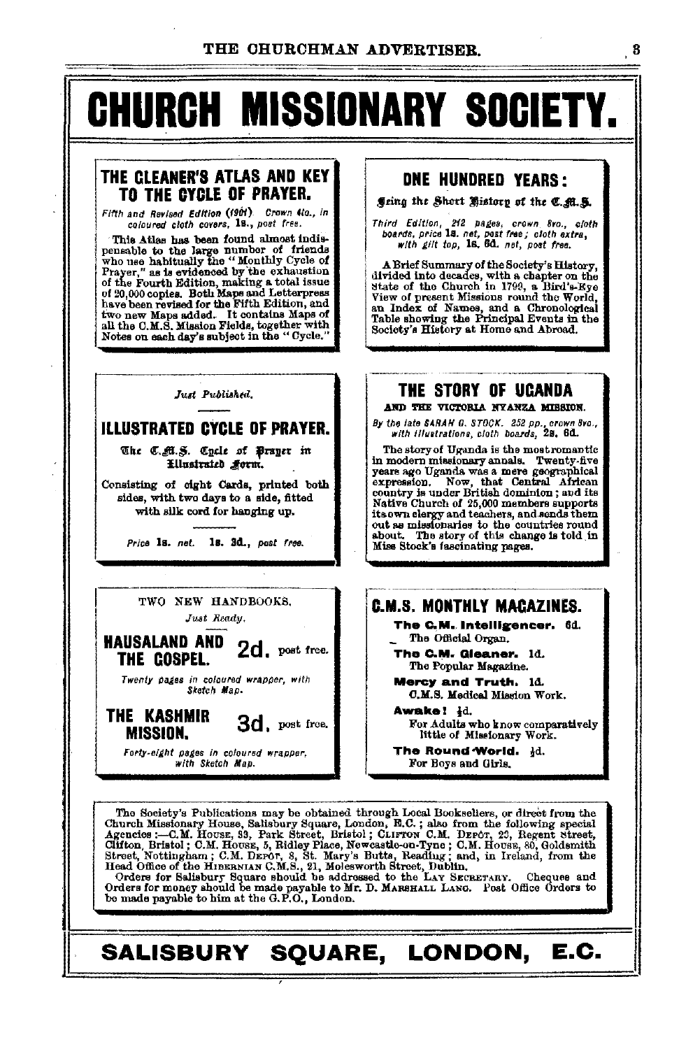# CHURCH MISSIONARY SOCIETY.

## THE GLEANER'S ATLAS AND KEY TO THE CYCLE OF PRAYER.

*Fifth and Revised Edition (1901). Crown 4to., in coloured cloth covers,* **1s.**, *post free.*

This Atlas has been found almost indispensable to the large number of friends who use habitually the "Monthly Cycle of Prayer," as is evidenced by the exhaustion of the Fourth Edition, making a total issue of 20,000 copies. Both Maps and Letterpress have been revised for the Fifth Edition, and two new Maps added. It contains Maps of all the C.M.S. Mission Fields, together with Notes on each day's subject in the "Cycle."

## ONE HUNDRED YEARS:

**Being the Short History of the C.M.S.**

*Third Edition, 242 pages, crown 8vo., cloth boards, price* **1s.** *net, post free; cloth extra, with gilt top,* **1s. 6d.** *net, post free.*

A Brief Summary of the Society's History, divided into decades, with a chapter on the State of the Church in 1799, a Bird's-Eye View of present Missions round the World, an Index of Names, and a Chronological Table showing the Principal Events in the Society's History at Home and Abroad.

*Just Published.*

## ILLUSTRATED CYCLE OF PRAYER.

**The C.M.S. Cycle of Prayer in Illustrated Form.**

Consisting of eight Cards, printed both sides, with two days to a side, fitted with silk cord for hanging up.

*Price* **1s.** *net.* **1s. 3d.**, *post free.*

## THE STORY OF UGANDA

**AND THE VICTORIA NYANZA MISSION.**

*By the late SARAH G. STOCK. 252 pp., crown 8vo., with illustrations, cloth boards,* **2s. 6d.**

The story of Uganda is the most romantic in modern missionary annals. Twenty-five years ago Uganda was a mere geographical expression. Now, that Central African country is under British dominion; and its Native Church of 25,000 members supports its own clergy and teachers, and sends them out as missionaries to the countries round about. The story of this change is told in Miss Stock's fascinating pages.

TWO NEW HANDBOOKS.

*Just Ready.*

## HAUSALAND AND THE GOSPEL. 2d. post free.

*Twenty pages in coloured wrapper, with Sketch Map.*

## THE KASHMIR MISSION. 3d. post free.

*Forty-eight pages in coloured wrapper, with Sketch Map.*

## C.M.S. MONTHLY MAGAZINES.

**The C.M. Intelligencer.** 6d.
The Official Organ.

**The C.M. Gleaner.** 1d.
The Popular Magazine.

**Mercy and Truth.** 1d.
C.M.S. Medical Mission Work.

**Awake!** ½d.
For Adults who know comparatively little of Missionary Work.

**The Round World.** ½d.
For Boys and Girls.

The Society's Publications may be obtained through Local Booksellers, or direct from the Church Missionary House, Salisbury Square, London, E.C.; also from the following special Agencies:—C.M. House, 33, Park Street, Bristol; Clifton C.M. Depôt, 20, Regent Street, Clifton, Bristol; C.M. House, 5, Ridley Place, Newcastle-on-Tyne; C.M. House, 80, Goldsmith Street, Nottingham; C.M. Depôt, 8, St. Mary's Butts, Reading; and, in Ireland, from the Head Office of the Hibernian C.M.S., 21, Molesworth Street, Dublin.

Orders for Salisbury Square should be addressed to the Lay Secretary. Cheques and Orders for money should be made payable to Mr. D. Marshall Lang. Post Office Orders to be made payable to him at the G.P.O., London.

## SALISBURY SQUARE, LONDON, E.C.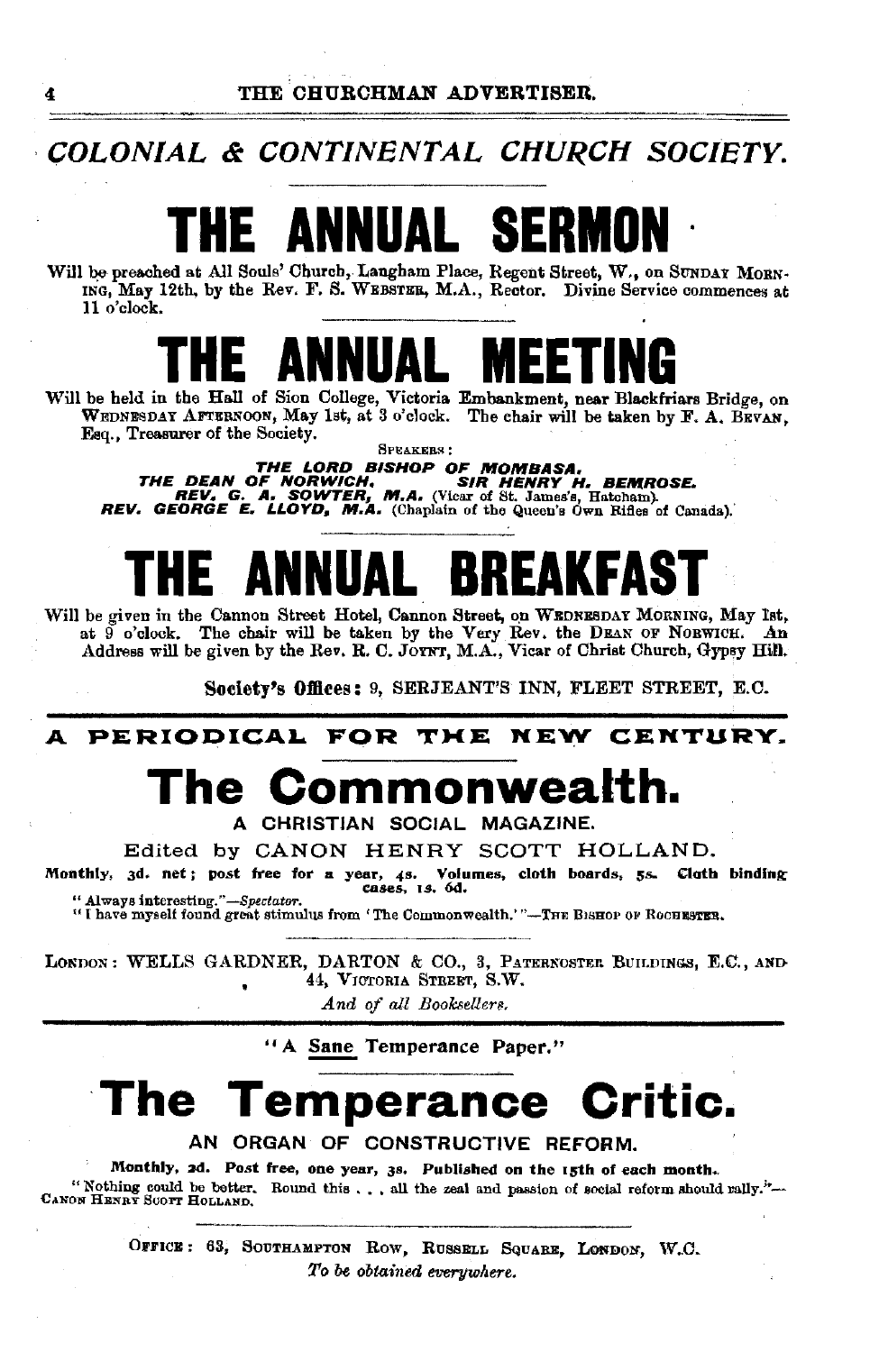## *COLONIAL & CONTINENTAL CHURCH SOCIETY.*

# THE ANNUAL SERMON

Will be preached at All Souls' Church, Langham Place, Regent Street, W., on SUNDAY MORNING, May 12th, by the Rev. F. S. WEBSTER, M.A., Rector. Divine Service commences at 11 o'clock.

# THE ANNUAL MEETING

Will be held in the Hall of Sion College, Victoria Embankment, near Blackfriars Bridge, on WEDNESDAY AFTERNOON, May 1st, at 3 o'clock. The chair will be taken by F. A. BEVAN, Esq., Treasurer of the Society.

SPEAKERS:

***THE LORD BISHOP OF MOMBASA.***
***THE DEAN OF NORWICH.*** ***SIR HENRY H. BEMROSE.***
***REV. G. A. SOWTER, M.A.*** (Vicar of St. James's, Hatcham).
***REV. GEORGE E. LLOYD, M.A.*** (Chaplain of the Queen's Own Rifles of Canada).

# THE ANNUAL BREAKFAST

Will be given in the Cannon Street Hotel, Cannon Street, on WEDNESDAY MORNING, May 1st, at 9 o'clock. The chair will be taken by the Very Rev. the DEAN OF NORWICH. An Address will be given by the Rev. R. C. JOYNT, M.A., Vicar of Christ Church, Gypsy Hill.

**Society's Offices:** 9, SERJEANT'S INN, FLEET STREET, E.C.

---

**A PERIODICAL FOR THE NEW CENTURY.**

# The Commonwealth.

A CHRISTIAN SOCIAL MAGAZINE.

Edited by CANON HENRY SCOTT HOLLAND.

**Monthly, 3d. net; post free for a year, 4s. Volumes, cloth boards, 5s. Cloth binding cases, 1s. 6d.**

"Always interesting."—*Spectator.*
"I have myself found great stimulus from 'The Commonwealth.'"—THE BISHOP OF ROCHESTER.

LONDON: WELLS GARDNER, DARTON & CO., 3, PATERNOSTER BUILDINGS, E.C., AND 44, VICTORIA STREET, S.W.

*And of all Booksellers.*

---

"A Sane Temperance Paper."

# The Temperance Critic.

AN ORGAN OF CONSTRUCTIVE REFORM.

**Monthly, 2d. Post free, one year, 3s. Published on the 15th of each month.**

"Nothing could be better. Round this . . . all the zeal and passion of social reform should rally."—CANON HENRY SCOTT HOLLAND.

OFFICE: 63, SOUTHAMPTON ROW, RUSSELL SQUARE, LONDON, W.C.

*To be obtained everywhere.*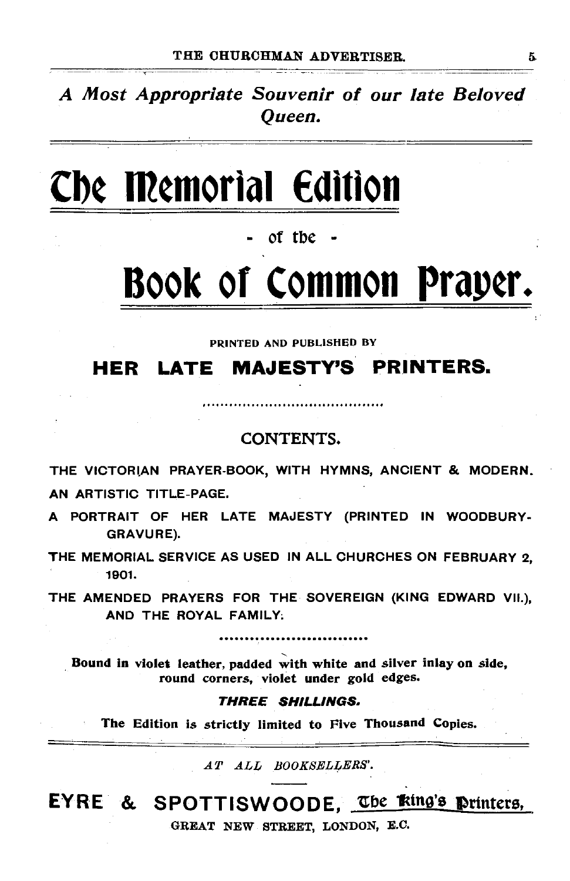*A Most Appropriate Souvenir of our late Beloved Queen.*

# The Memorial Edition

- of the -

# Book of Common Prayer.

PRINTED AND PUBLISHED BY

## HER LATE MAJESTY'S PRINTERS.

CONTENTS.

THE VICTORIAN PRAYER-BOOK, WITH HYMNS, ANCIENT & MODERN.

AN ARTISTIC TITLE-PAGE.

A PORTRAIT OF HER LATE MAJESTY (PRINTED IN WOODBURY-GRAVURE).

THE MEMORIAL SERVICE AS USED IN ALL CHURCHES ON FEBRUARY 2, 1901.

THE AMENDED PRAYERS FOR THE SOVEREIGN (KING EDWARD VII.), AND THE ROYAL FAMILY.

**Bound in violet leather, padded with white and silver inlay on side, round corners, violet under gold edges.**

***THREE SHILLINGS.***

**The Edition is strictly limited to Five Thousand Copies.**

*AT ALL BOOKSELLERS'.*

**EYRE & SPOTTISWOODE,** The King's Printers,

GREAT NEW STREET, LONDON, E.C.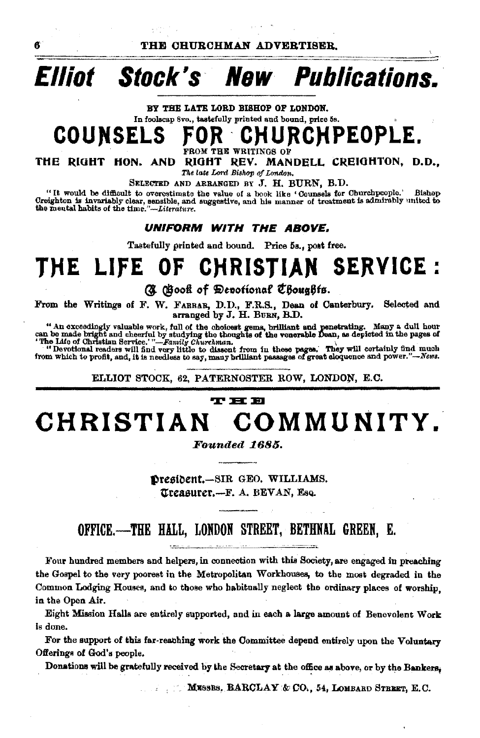# Elliot Stock's New Publications.

BY THE LATE LORD BISHOP OF LONDON.

In foolscap 8vo., tastefully printed and bound, price 5s.

## COUNSELS FOR CHURCHPEOPLE.

FROM THE WRITINGS OF

**THE RIGHT HON. AND RIGHT REV. MANDELL CREIGHTON, D.D.,**

*The late Lord Bishop of London.*

SELECTED AND ARRANGED BY J. H. BURN, B.D.

"It would be difficult to overestimate the value of a book like 'Counsels for Churchpeople.' Bishop Creighton is invariably clear, sensible, and suggestive, and his manner of treatment is admirably united to the mental habits of the time."—*Literature.*

***UNIFORM WITH THE ABOVE.***

Tastefully printed and bound. Price 5s., post free.

## THE LIFE OF CHRISTIAN SERVICE:

A Book of Devotional Thoughts.

From the Writings of F. W. FARRAR, D.D., F.R.S., Dean of Canterbury. Selected and arranged by J. H. BURN, B.D.

"An exceedingly valuable work, full of the choicest gems, brilliant and penetrating. Many a dull hour can be made bright and cheerful by studying the thoughts of the venerable Dean, as depicted in the pages of 'The Life of Christian Service.'"—*Family Churchman.*

"Devotional readers will find very little to dissent from in these pages. They will certainly find much from which to profit, and, it is needless to say, many brilliant passages of great eloquence and power."—*News.*

ELLIOT STOCK, 62, PATERNOSTER ROW, LONDON, E.C.

---

THE

# CHRISTIAN COMMUNITY.

***Founded 1685.***

President.—SIR GEO. WILLIAMS.

Treasurer.—F. A. BEVAN, ESQ.

## OFFICE.—THE HALL, LONDON STREET, BETHNAL GREEN, E.

Four hundred members and helpers, in connection with this Society, are engaged in preaching the Gospel to the very poorest in the Metropolitan Workhouses, to the most degraded in the Common Lodging Houses, and to those who habitually neglect the ordinary places of worship, in the Open Air.

Eight Mission Halls are entirely supported, and in each a large amount of Benevolent Work is done.

For the support of this far-reaching work the Committee depend entirely upon the Voluntary Offerings of God's people.

Donations will be gratefully received by the Secretary at the office as above, or by the Bankers,

MESSRS. BARCLAY & CO., 54, LOMBARD STREET, E.C.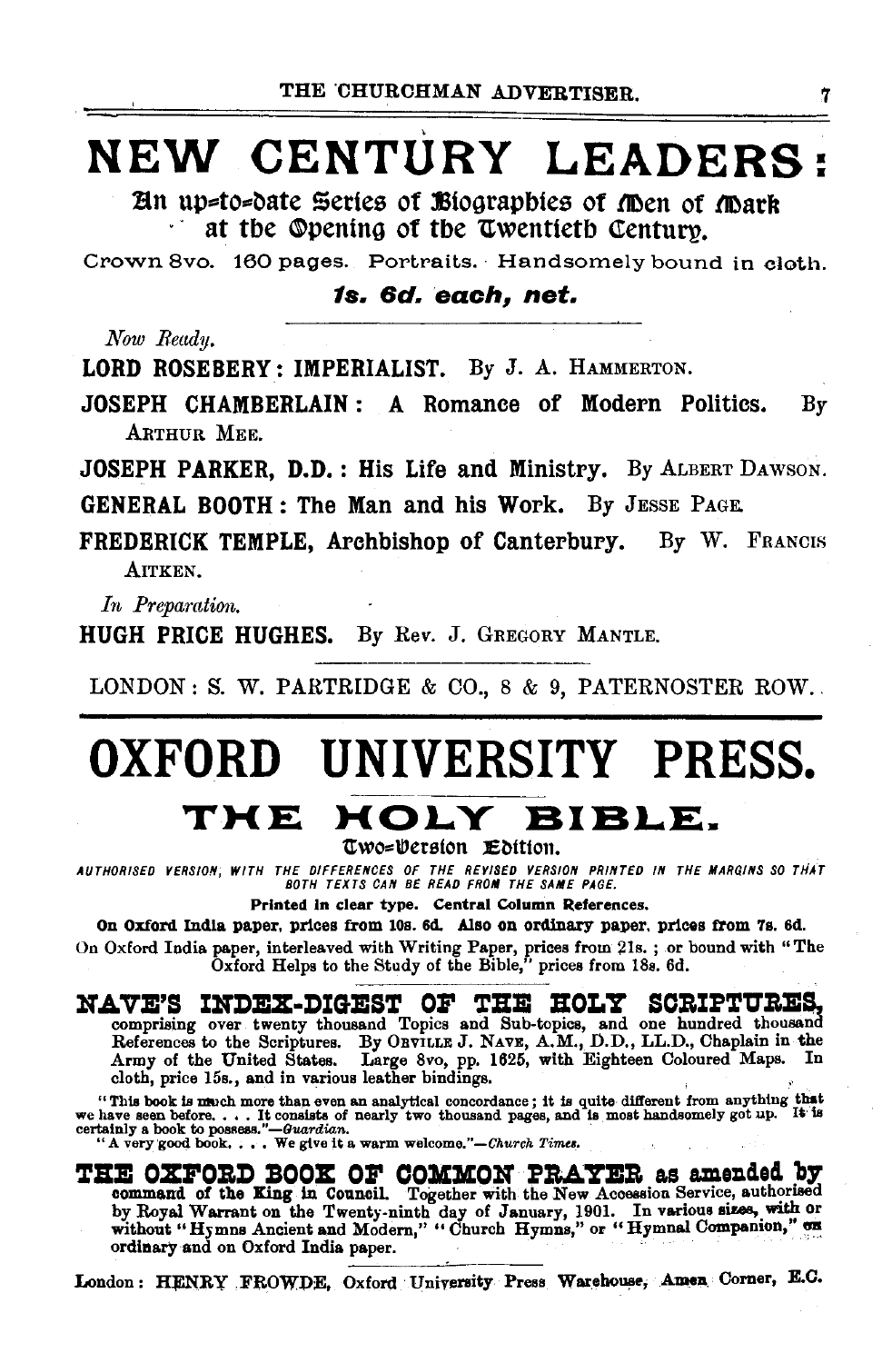# NEW CENTURY LEADERS:

## An up-to-date Series of Biographies of Men of Mark at the Opening of the Twentieth Century.

Crown 8vo. 160 pages. Portraits. Handsomely bound in cloth.

***1s. 6d. each, net.***

*Now Ready.*

**LORD ROSEBERY: IMPERIALIST.** By J. A. HAMMERTON.

**JOSEPH CHAMBERLAIN: A Romance of Modern Politics.** By ARTHUR MEE.

**JOSEPH PARKER, D.D.: His Life and Ministry.** By ALBERT DAWSON.

**GENERAL BOOTH: The Man and his Work.** By JESSE PAGE.

**FREDERICK TEMPLE, Archbishop of Canterbury.** By W. FRANCIS AITKEN.

*In Preparation.*

**HUGH PRICE HUGHES.** By Rev. J. GREGORY MANTLE.

LONDON: S. W. PARTRIDGE & CO., 8 & 9, PATERNOSTER ROW.

---

# OXFORD UNIVERSITY PRESS.

## THE HOLY BIBLE.

### Two-Version Edition.

*AUTHORISED VERSION, WITH THE DIFFERENCES OF THE REVISED VERSION PRINTED IN THE MARGINS SO THAT BOTH TEXTS CAN BE READ FROM THE SAME PAGE.*

**Printed in clear type. Central Column References.**

**On Oxford India paper, prices from 10s. 6d. Also on ordinary paper, prices from 7s. 6d.**

On Oxford India paper, interleaved with Writing Paper, prices from 21s.; or bound with "The Oxford Helps to the Study of the Bible," prices from 18s. 6d.

**NAVE'S INDEX-DIGEST OF THE HOLY SCRIPTURES,** comprising over twenty thousand Topics and Sub-topics, and one hundred thousand References to the Scriptures. By ORVILLE J. NAVE, A.M., D.D., LL.D., Chaplain in the Army of the United States. Large 8vo, pp. 1625, with Eighteen Coloured Maps. In cloth, price 15s., and in various leather bindings.

"This book is much more than even an analytical concordance; it is quite different from anything that we have seen before. . . . It consists of nearly two thousand pages, and is most handsomely got up. It is certainly a book to possess."—*Guardian.*

"A very good book. . . . We give it a warm welcome."—*Church Times.*

**THE OXFORD BOOK OF COMMON PRAYER as amended by command of the King in Council.** Together with the New Accession Service, authorised by Royal Warrant on the Twenty-ninth day of January, 1901. In various sizes, with or without "Hymns Ancient and Modern," "Church Hymns," or "Hymnal Companion," on ordinary and on Oxford India paper.

London: HENRY FROWDE, Oxford University Press Warehouse, Amen Corner, E.C.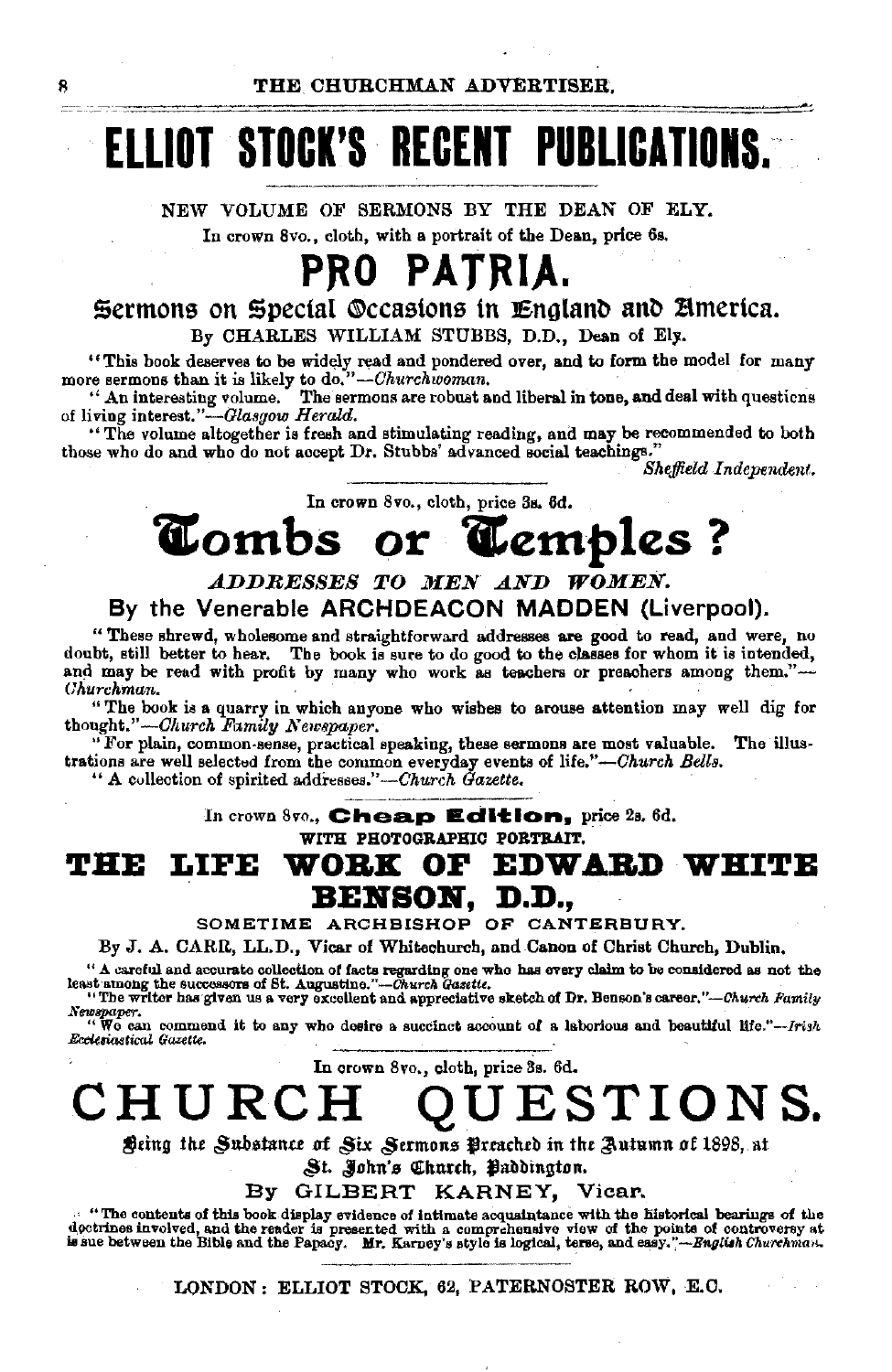# ELLIOT STOCK'S RECENT PUBLICATIONS.

NEW VOLUME OF SERMONS BY THE DEAN OF ELY.

In crown 8vo., cloth, with a portrait of the Dean, price 6s.

## PRO PATRIA.

### Sermons on Special Occasions in England and America.

By CHARLES WILLIAM STUBBS, D.D., Dean of Ely.

"This book deserves to be widely read and pondered over, and to form the model for many more sermons than it is likely to do."—*Churchwoman.*

"An interesting volume. The sermons are robust and liberal in tone, and deal with questions of living interest."—*Glasgow Herald.*

"The volume altogether is fresh and stimulating reading, and may be recommended to both those who do and who do not accept Dr. Stubbs' advanced social teachings."

*Sheffield Independent.*

---

In crown 8vo., cloth, price 3s. 6d.

## Tombs or Temples?

### *ADDRESSES TO MEN AND WOMEN.*

By the Venerable **ARCHDEACON MADDEN** (Liverpool).

"These shrewd, wholesome and straightforward addresses are good to read, and were, no doubt, still better to hear. The book is sure to do good to the classes for whom it is intended, and may be read with profit by many who work as teachers or preachers among them."—*Churchman.*

"The book is a quarry in which anyone who wishes to arouse attention may well dig for thought."—*Church Family Newspaper.*

"For plain, common-sense, practical speaking, these sermons are most valuable. The illustrations are well selected from the common everyday events of life."—*Church Bells.*

"A collection of spirited addresses."—*Church Gazette.*

---

In crown 8vo., **Cheap Edition,** price 2s. 6d.

WITH PHOTOGRAPHIC PORTRAIT.

## THE LIFE WORK OF EDWARD WHITE BENSON, D.D.,

SOMETIME ARCHBISHOP OF CANTERBURY.

By J. A. CARR, LL.D., Vicar of Whitechurch, and Canon of Christ Church, Dublin.

"A careful and accurate collection of facts regarding one who has every claim to be considered as not the least among the successors of St. Augustine."—*Church Gazette.*

"The writer has given us a very excellent and appreciative sketch of Dr. Benson's career."—*Church Family Newspaper.*

"We can commend it to any who desire a succinct account of a laborious and beautiful life."—*Irish Ecclesiastical Gazette.*

---

In crown 8vo., cloth, price 3s. 6d.

## CHURCH QUESTIONS.

Being the Substance of Six Sermons Preached in the Autumn of 1898, at St. John's Church, Paddington.

By GILBERT KARNEY, Vicar.

"The contents of this book display evidence of intimate acquaintance with the historical bearings of the doctrines involved, and the reader is presented with a comprehensive view of the points of controversy at issue between the Bible and the Papacy. Mr. Karney's style is logical, terse, and easy."—*English Churchman.*

---

LONDON: ELLIOT STOCK, 62, PATERNOSTER ROW, E.C.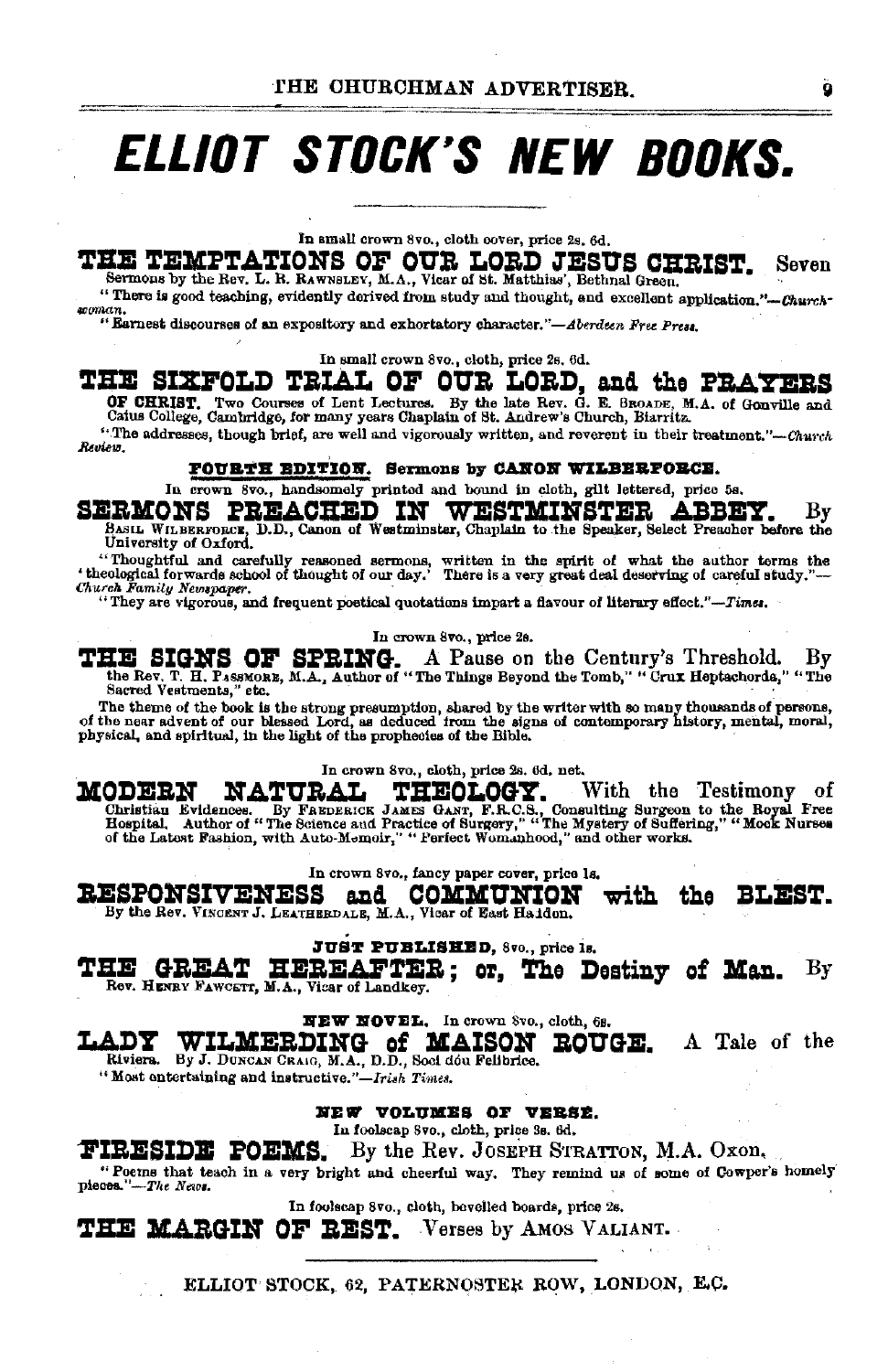# ELLIOT STOCK'S NEW BOOKS.

In small crown 8vo., cloth cover, price 2s. 6d.

**THE TEMPTATIONS OF OUR LORD JESUS CHRIST.** Seven Sermons by the Rev. L. R. RAWNSLEY, M.A., Vicar of St. Matthias', Bethnal Green.

"There is good teaching, evidently derived from study and thought, and excellent application."—*Churchwoman.*

"Earnest discourses of an expository and exhortatory character."—*Aberdeen Free Press.*

In small crown 8vo., cloth, price 2s. 6d.

**THE SIXFOLD TRIAL OF OUR LORD, and the PRAYERS OF CHRIST.** Two Courses of Lent Lectures. By the late Rev. G. E. BROADE, M.A. of Gonville and Caius College, Cambridge, for many years Chaplain of St. Andrew's Church, Biarritz.

"The addresses, though brief, are well and vigorously written, and reverent in their treatment."—*Church Review.*

**FOURTH EDITION. Sermons by CANON WILBERFORCE.**

In crown 8vo., handsomely printed and bound in cloth, gilt lettered, price 5s.

**SERMONS PREACHED IN WESTMINSTER ABBEY.** By BASIL WILBERFORCE, D.D., Canon of Westminster, Chaplain to the Speaker, Select Preacher before the University of Oxford.

"Thoughtful and carefully reasoned sermons, written in the spirit of what the author terms the 'theological forwards school of thought of our day.' There is a very great deal deserving of careful study."—*Church Family Newspaper.*

"They are vigorous, and frequent poetical quotations impart a flavour of literary effect."—*Times.*

In crown 8vo., price 2s.

**THE SIGNS OF SPRING.** A Pause on the Century's Threshold. By the Rev. T. H. PASSMORE, M.A., Author of "The Things Beyond the Tomb," "Crux Heptachorda," "The Sacred Vestments," etc.

The theme of the book is the strong presumption, shared by the writer with so many thousands of persons, of the near advent of our blessed Lord, as deduced from the signs of contemporary history, mental, moral, physical, and spiritual, in the light of the prophecies of the Bible.

In crown 8vo., cloth, price 2s. 6d. net.

**MODERN NATURAL THEOLOGY.** With the Testimony of Christian Evidences. By FREDERICK JAMES GANT, F.R.C.S., Consulting Surgeon to the Royal Free Hospital. Author of "The Science and Practice of Surgery," "The Mystery of Suffering," "Mock Nurses of the Latest Fashion, with Auto-Memoir," "Perfect Womanhood," and other works.

In crown 8vo., fancy paper cover, price 1s.

**RESPONSIVENESS and COMMUNION with the BLEST.** By the Rev. VINCENT J. LEATHERDALE, M.A., Vicar of East Haddon.

**JUST PUBLISHED,** 8vo., price 1s.

**THE GREAT HEREAFTER; or, The Destiny of Man.** By Rev. HENRY FAWCETT, M.A., Vicar of Landkey.

**NEW NOVEL.** In crown 8vo., cloth, 6s.

**LADY WILMERDING of MAISON ROUGE.** A Tale of the Riviera. By J. DUNCAN CRAIG, M.A., D.D., Soci dóu Felibrice.

"Most entertaining and instructive."—*Irish Times.*

**NEW VOLUMES OF VERSE.**

In foolscap 8vo., cloth, price 3s. 6d.

**FIRESIDE POEMS.** By the Rev. JOSEPH STRATTON, M.A. Oxon.

"Poems that teach in a very bright and cheerful way. They remind us of some of Cowper's homely pieces."—*The News.*

In foolscap 8vo., cloth, bevelled boards, price 2s.

**THE MARGIN OF REST.** Verses by AMOS VALIANT.

---

ELLIOT STOCK, 62, PATERNOSTER ROW, LONDON, E.C.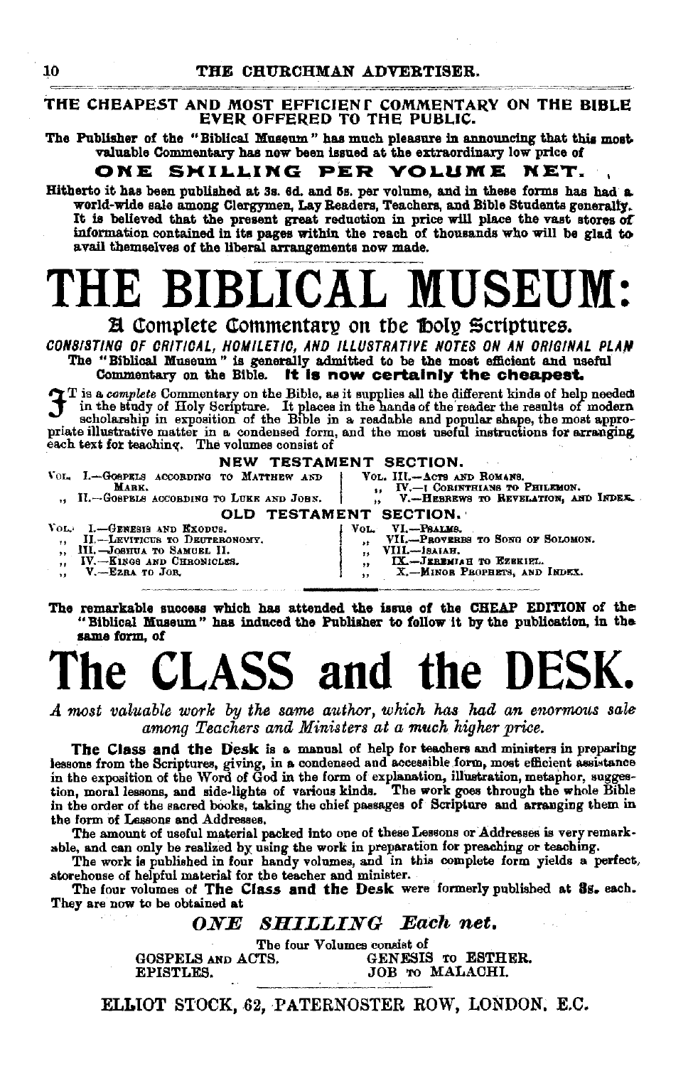THE CHEAPEST AND MOST EFFICIENT COMMENTARY ON THE BIBLE EVER OFFERED TO THE PUBLIC.

**The Publisher of the "Biblical Museum" has much pleasure in announcing that this most valuable Commentary has now been issued at the extraordinary low price of**

**ONE SHILLING PER VOLUME NET.**

**Hitherto it has been published at 3s. 6d. and 5s. per volume, and in these forms has had a world-wide sale among Clergymen, Lay Readers, Teachers, and Bible Students generally. It is believed that the present great reduction in price will place the vast stores of information contained in its pages within the reach of thousands who will be glad to avail themselves of the liberal arrangements now made.**

# THE BIBLICAL MUSEUM:

## A Complete Commentary on the Holy Scriptures.

*CONSISTING OF CRITICAL, HOMILETIC, AND ILLUSTRATIVE NOTES ON AN ORIGINAL PLAN*

**The "Biblical Museum" is generally admitted to be the most efficient and useful Commentary on the Bible. It is now certainly the cheapest.**

IT is a *complete* Commentary on the Bible, as it supplies all the different kinds of help needed in the study of Holy Scripture. It places in the hands of the reader the results of modern scholarship in exposition of the Bible in a readable and popular shape, the most appropriate illustrative matter in a condensed form, and the most useful instructions for arranging each text for teaching. The volumes consist of

### NEW TESTAMENT SECTION.

VOL. I.—GOSPELS ACCORDING TO MATTHEW AND MARK.
,, II.—GOSPELS ACCORDING TO LUKE AND JOHN.
VOL. III.—ACTS AND ROMANS.
,, IV.—I CORINTHIANS TO PHILEMON.
,, V.—HEBREWS TO REVELATION, AND INDEX.

### OLD TESTAMENT SECTION.

VOL. I.—GENESIS AND EXODUS.
,, II.—LEVITICUS TO DEUTERONOMY.
,, III.—JOSHUA TO SAMUEL II.
,, IV.—KINGS AND CHRONICLES.
,, V.—EZRA TO JOB.
VOL. VI.—PSALMS.
,, VII.—PROVERBS TO SONG OF SOLOMON.
,, VIII.—ISAIAH.
,, IX.—JEREMIAH TO EZEKIEL.
,, X.—MINOR PROPHETS, AND INDEX.

**The remarkable success which has attended the issue of the CHEAP EDITION of the "Biblical Museum" has induced the Publisher to follow it by the publication, in the same form, of**

# The CLASS and the DESK.

*A most valuable work by the same author, which has had an enormous sale among Teachers and Ministers at a much higher price.*

**The Class and the Desk** is a manual of help for teachers and ministers in preparing lessons from the Scriptures, giving, in a condensed and accessible form, most efficient assistance in the exposition of the Word of God in the form of explanation, illustration, metaphor, suggestion, moral lessons, and side-lights of various kinds. The work goes through the whole Bible in the order of the sacred books, taking the chief passages of Scripture and arranging them in the form of Lessons and Addresses.

The amount of useful material packed into one of these Lessons or Addresses is very remarkable, and can only be realized by using the work in preparation for preaching or teaching.

The work is published in four handy volumes, and in this complete form yields a perfect storehouse of helpful material for the teacher and minister.

The four volumes of **The Class and the Desk** were formerly published at **3s.** each. They are now to be obtained at

***ONE SHILLING Each net.***

The four Volumes consist of

GOSPELS AND ACTS. GENESIS TO ESTHER.
EPISTLES. JOB TO MALACHI.

ELLIOT STOCK, 62, PATERNOSTER ROW, LONDON, E.C.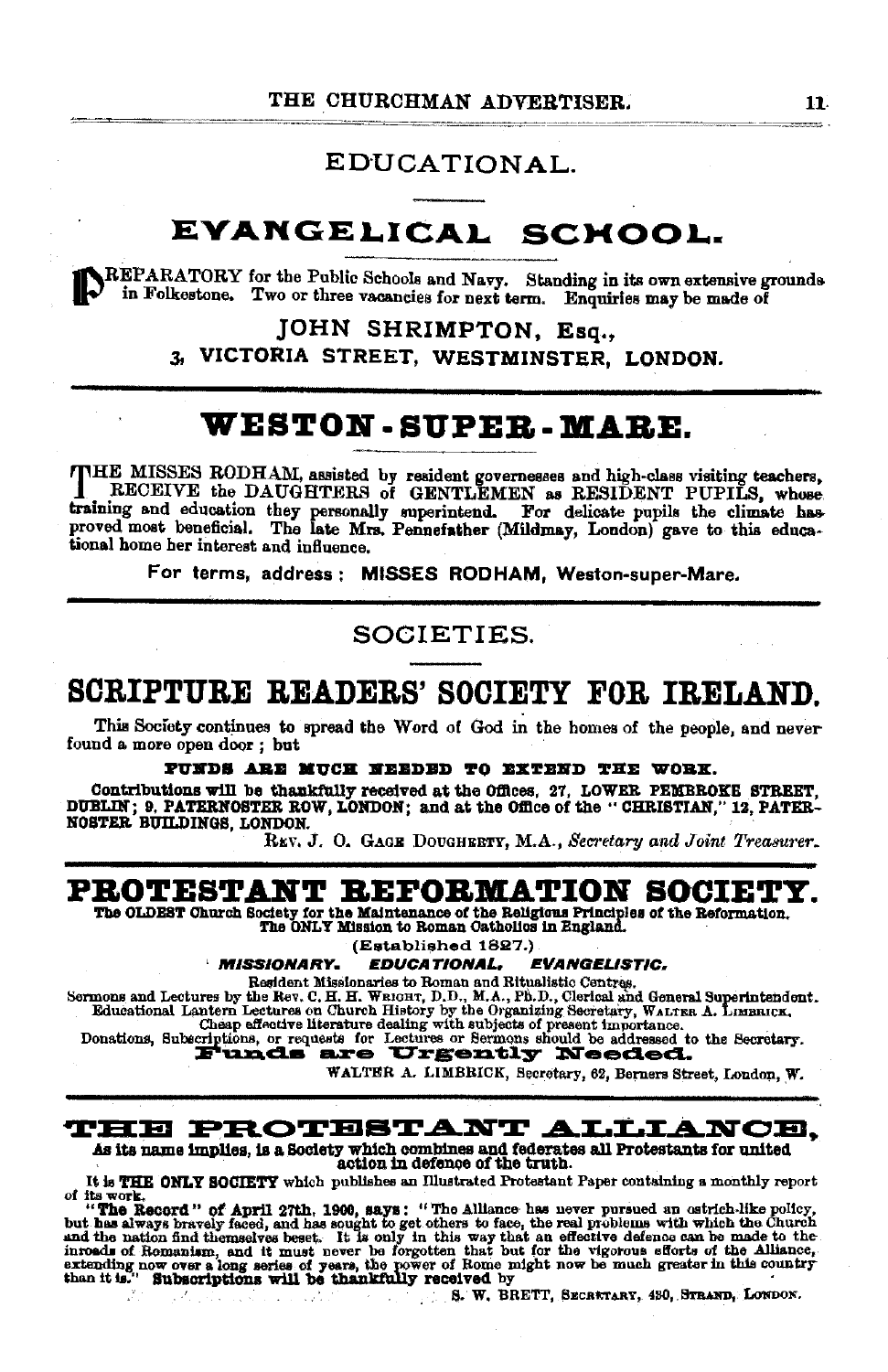## EDUCATIONAL.

# EVANGELICAL SCHOOL.

PREPARATORY for the Public Schools and Navy. Standing in its own extensive grounds in Folkestone. Two or three vacancies for next term. Enquiries may be made of

**JOHN SHRIMPTON, Esq.,**
**3, VICTORIA STREET, WESTMINSTER, LONDON.**

# WESTON-SUPER-MARE.

THE MISSES RODHAM, assisted by resident governesses and high-class visiting teachers, RECEIVE the DAUGHTERS of GENTLEMEN as RESIDENT PUPILS, whose training and education they personally superintend. For delicate pupils the climate has proved most beneficial. The late Mrs. Pennefather (Mildmay, London) gave to this educational home her interest and influence.

For terms, address: **MISSES RODHAM, Weston-super-Mare.**

## SOCIETIES.

# SCRIPTURE READERS' SOCIETY FOR IRELAND.

This Society continues to spread the Word of God in the homes of the people, and never found a more open door; but

**FUNDS ARE MUCH NEEDED TO EXTEND THE WORK.**

**Contributions will be thankfully received at the Offices, 27, LOWER PEMBROKE STREET, DUBLIN; 9, PATERNOSTER ROW, LONDON; and at the Office of the "CHRISTIAN," 12, PATERNOSTER BUILDINGS, LONDON.**

REV. J. O. GAGE DOUGHERTY, M.A., *Secretary and Joint Treasurer.*

# PROTESTANT REFORMATION SOCIETY.

**The OLDEST Church Society for the Maintenance of the Religious Principles of the Reformation. The ONLY Mission to Roman Catholics in England.**

(Established 1827.)

***MISSIONARY. EDUCATIONAL. EVANGELISTIC.***

Resident Missionaries to Roman and Ritualistic Centres.
Sermons and Lectures by the Rev. C. H. H. WRIGHT, D.D., M.A., Ph.D., Clerical and General Superintendent.
Educational Lantern Lectures on Church History by the Organizing Secretary, WALTER A. LIMBRICK.
Cheap effective literature dealing with subjects of present importance.
Donations, Subscriptions, or requests for Lectures or Sermons should be addressed to the Secretary.

**Funds are Urgently Needed.**

WALTER A. LIMBRICK, Secretary, 62, Berners Street, London, W.

# THE PROTESTANT ALLIANCE,

**As its name implies, is a Society which combines and federates all Protestants for united action in defence of the truth.**

It is **THE ONLY SOCIETY** which publishes an Illustrated Protestant Paper containing a monthly report of its work.

**"The Record" of April 27th, 1900, says:** "The Alliance has never pursued an ostrich-like policy, but has always bravely faced, and has sought to get others to face, the real problems with which the Church and the nation find themselves beset. It is only in this way that an effective defence can be made to the inroads of Romanism, and it must never be forgotten that but for the vigorous efforts of the Alliance, extending now over a long series of years, the power of Rome might now be much greater in this country than it is." **Subscriptions will be thankfully received by**

S. W. BRETT, SECRETARY, 430, STRAND, LONDON.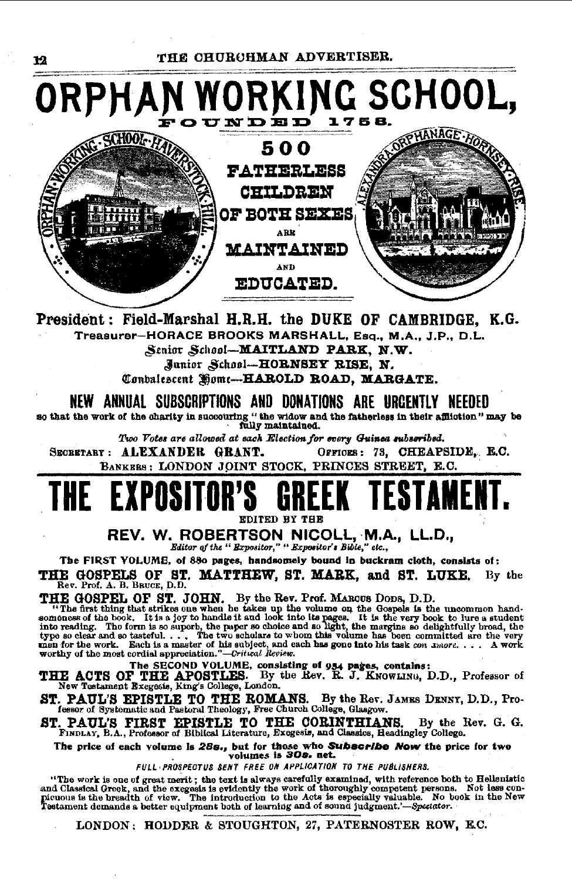# ORPHAN WORKING SCHOOL,

FOUNDED 1758.

**500 FATHERLESS CHILDREN OF BOTH SEXES ARE MAINTAINED AND EDUCATED.**

ORPHAN WORKING SCHOOL · HAVERSTOCK HILL

ALEXANDRA ORPHANAGE · HORNSEY RISE

**President: Field-Marshal H.R.H. the DUKE OF CAMBRIDGE, K.G.**

Treasurer—HORACE BROOKS MARSHALL, Esq., M.A., J.P., D.L.

Senior School—**MAITLAND PARK, N.W.**

Junior School—**HORNSEY RISE, N.**

Convalescent Home—**HAROLD ROAD, MARGATE.**

## NEW ANNUAL SUBSCRIPTIONS AND DONATIONS ARE URGENTLY NEEDED

so that the work of the charity in succouring "the widow and the fatherless in their affliction" may be fully maintained.

*Two Votes are allowed at each Election for every Guinea subscribed.*

SECRETARY: **ALEXANDER GRANT.** OFFICES: **73, CHEAPSIDE, E.C.**

BANKERS: LONDON JOINT STOCK, PRINCES STREET, E.C.

---

# THE EXPOSITOR'S GREEK TESTAMENT.

EDITED BY THE

**REV. W. ROBERTSON NICOLL, M.A., LL.D.,**

*Editor of the "Expositor," "Expositor's Bible," etc.,*

The FIRST VOLUME, of 880 pages, handsomely bound in buckram cloth, consists of:

**THE GOSPELS OF ST. MATTHEW, ST. MARK, and ST. LUKE.** By the Rev. Prof. A. B. BRUCE, D.D.

**THE GOSPEL OF ST. JOHN.** By the Rev. Prof. MARCUS DODS, D.D.

"The first thing that strikes one when he takes up the volume on the Gospels is the uncommon handsomeness of the book. It is a joy to handle it and look into its pages. It is the very book to lure a student into reading. The form is so superb, the paper so choice and so light, the margins so delightfully broad, the type so clear and so tasteful. . . . The two scholars to whom this volume has been committed are the very men for the work. Each is a master of his subject, and each has gone into his task *con amore*. . . . A work worthy of the most cordial appreciation."—*Critical Review.*

The SECOND VOLUME, consisting of 954 pages, contains:

**THE ACTS OF THE APOSTLES.** By the Rev. R. J. KNOWLING, D.D., Professor of New Testament Exegesis, King's College, London.

**ST. PAUL'S EPISTLE TO THE ROMANS.** By the Rev. JAMES DENNY, D.D., Professor of Systematic and Pastoral Theology, Free Church College, Glasgow.

**ST. PAUL'S FIRST EPISTLE TO THE CORINTHIANS.** By the Rev. G. G. FINDLAY, B.A., Professor of Biblical Literature, Exegesis, and Classics, Headingley College.

**The price of each volume is 28s., but for those who *Subscribe Now* the price for two volumes is 30s. net.**

*FULL PROSPECTUS SENT FREE ON APPLICATION TO THE PUBLISHERS.*

"The work is one of great merit; the text is always carefully examined, with reference both to Hellenistic and Classical Greek, and the exegesis is evidently the work of thoroughly competent persons. Not less conspicuous is the breadth of view. The introduction to the Acts is especially valuable. No book in the New Testament demands a better equipment both of learning and of sound judgment."—*Spectator.*

LONDON: HODDER & STOUGHTON, 27, PATERNOSTER ROW, E.C.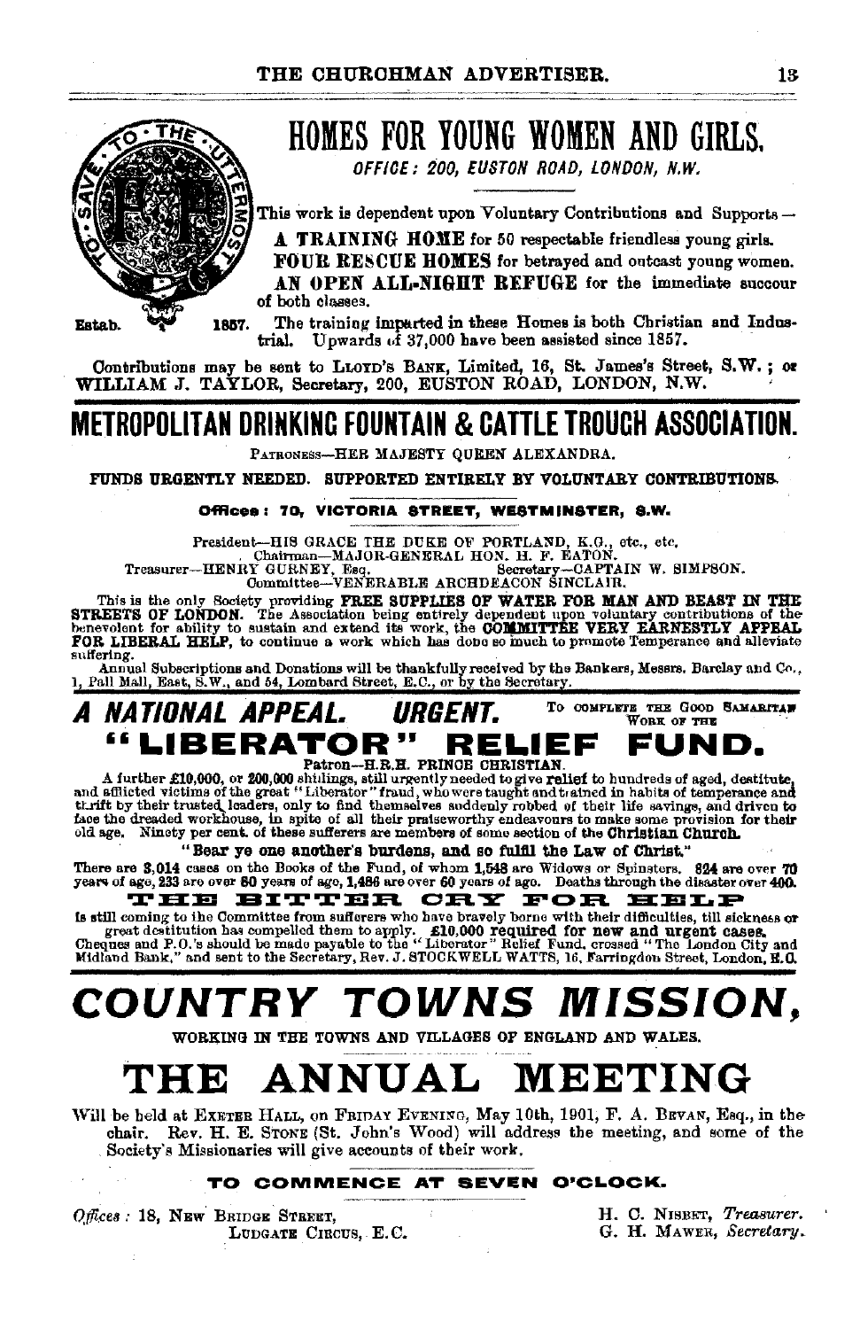# HOMES FOR YOUNG WOMEN AND GIRLS.

*OFFICE: 200, EUSTON ROAD, LONDON, N.W.*

TO SAVE THE UTTERMOST

This work is dependent upon Voluntary Contributions and Supports—

**A TRAINING HOME** for 50 respectable friendless young girls.

**FOUR RESCUE HOMES** for betrayed and outcast young women.

**AN OPEN ALL-NIGHT REFUGE** for the immediate succour of both classes.

Estab. 1857. The training imparted in these Homes is both Christian and Industrial. Upwards of 37,000 have been assisted since 1857.

Contributions may be sent to LLOYD'S BANK, Limited, 16, St. James's Street, S.W.; or WILLIAM J. TAYLOR, Secretary, 200, EUSTON ROAD, LONDON, N.W.

# METROPOLITAN DRINKING FOUNTAIN & CATTLE TROUGH ASSOCIATION.

PATRONESS—HER MAJESTY QUEEN ALEXANDRA.

**FUNDS URGENTLY NEEDED. SUPPORTED ENTIRELY BY VOLUNTARY CONTRIBUTIONS.**

**Offices: 70, VICTORIA STREET, WESTMINSTER, S.W.**

President—HIS GRACE THE DUKE OF PORTLAND, K.G., etc., etc.
Chairman—MAJOR-GENERAL HON. H. F. EATON.
Treasurer—HENRY GURNEY, Esq. Secretary—CAPTAIN W. SIMPSON.
Committee—VENERABLE ARCHDEACON SINCLAIR.

This is the only Society providing **FREE SUPPLIES OF WATER FOR MAN AND BEAST IN THE STREETS OF LONDON.** The Association being entirely dependent upon voluntary contributions of the benevolent for ability to sustain and extend its work, the **COMMITTEE VERY EARNESTLY APPEAL FOR LIBERAL HELP,** to continue a work which has done so much to promote Temperance and alleviate suffering.

Annual Subscriptions and Donations will be thankfully received by the Bankers, Messrs. Barclay and Co., 1, Pall Mall, East, S.W., and 54, Lombard Street, E.C., or by the Secretary.

## *A NATIONAL APPEAL. URGENT.* TO COMPLETE THE GOOD SAMARITAN WORK OF THE

# "LIBERATOR" RELIEF FUND.

Patron—H.R.H. PRINCE CHRISTIAN.

A further £10,000, or 200,000 shillings, still urgently needed to give **relief** to hundreds of aged, destitute, and afflicted victims of the great "Liberator" fraud, who were taught and trained in habits of temperance and thrift by their trusted leaders, only to find themselves suddenly robbed of their life savings, and driven to face the dreaded workhouse, in spite of all their praiseworthy endeavours to make some provision for their old age. Ninety per cent. of these sufferers are members of some section of the **Christian Church.**

**"Bear ye one another's burdens, and so fulfil the Law of Christ."**

There are **3,014** cases on the Books of the Fund, of whom **1,548** are Widows or Spinsters. **824** are over **70** years of age, **233** are over **80** years of age, **1,486** are over **60** years of age. Deaths through the disaster over **400.**

**THE BITTER CRY FOR HELP**

is still coming to the Committee from sufferers who have bravely borne with their difficulties, till sickness or great destitution has compelled them to apply. **£10,000 required for new and urgent cases.** Cheques and P.O.'s should be made payable to the "Liberator" Relief Fund, crossed "The London City and Midland Bank," and sent to the Secretary, Rev. J. STOCKWELL WATTS, 16, Farringdon Street, London, E.C.

# *COUNTRY TOWNS MISSION,*

WORKING IN THE TOWNS AND VILLAGES OF ENGLAND AND WALES.

# THE ANNUAL MEETING

Will be held at EXETER HALL, on FRIDAY EVENING, May 10th, 1901, F. A. BEVAN, Esq., in the chair. Rev. H. E. STONE (St. John's Wood) will address the meeting, and some of the Society's Missionaries will give accounts of their work.

**TO COMMENCE AT SEVEN O'CLOCK.**

*Offices*: 18, NEW BRIDGE STREET, LUDGATE CIRCUS, E.C.

H. C. NISBET, *Treasurer.*
G. H. MAWER, *Secretary.*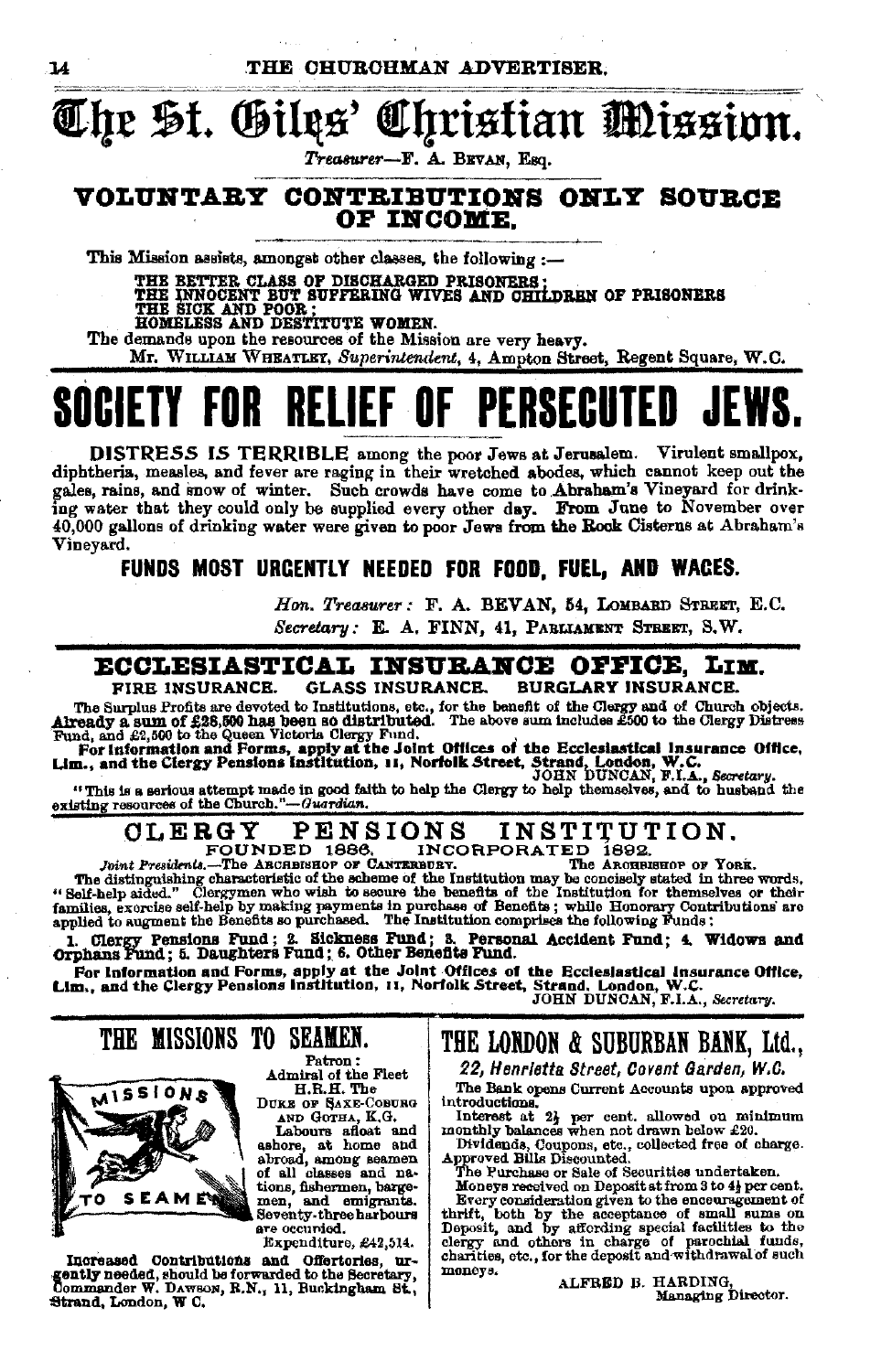# The St. Giles' Christian Mission.

*Treasurer*—F. A. BEVAN, Esq.

## VOLUNTARY CONTRIBUTIONS ONLY SOURCE OF INCOME.

This Mission assists, amongst other classes, the following :—

**THE BETTER CLASS OF DISCHARGED PRISONERS;**
**THE INNOCENT BUT SUFFERING WIVES AND CHILDREN OF PRISONERS**
**THE SICK AND POOR;**
**HOMELESS AND DESTITUTE WOMEN.**

The demands upon the resources of the Mission are very heavy.

Mr. WILLIAM WHEATLEY, *Superintendent*, 4, Ampton Street, Regent Square, W.C.

# SOCIETY FOR RELIEF OF PERSECUTED JEWS.

**DISTRESS IS TERRIBLE** among the poor Jews at Jerusalem. Virulent smallpox, diphtheria, measles, and fever are raging in their wretched abodes, which cannot keep out the gales, rains, and snow of winter. Such crowds have come to **Abraham's** Vineyard for drinking water that they could only be supplied every other day. **From** June to November over 40,000 gallons of drinking water were given to poor Jews **from** the **Rock** Cisterns at Abraham's Vineyard.

**FUNDS MOST URGENTLY NEEDED FOR FOOD, FUEL, AND WAGES.**

*Hon. Treasurer:* F. A. BEVAN, 54, LOMBARD STREET, E.C.
*Secretary:* E. A. FINN, 41, PARLIAMENT STREET, S.W.

## ECCLESIASTICAL INSURANCE OFFICE, LIM.

**FIRE INSURANCE. GLASS INSURANCE. BURGLARY INSURANCE.**

The Surplus Profits are devoted to Institutions, etc., for the benefit of the Clergy and of Church objects. **Already a sum of £28,500 has been so distributed.** The above sum includes £500 to the Clergy Distress Fund, and £2,500 to the Queen Victoria Clergy Fund.

**For information and Forms, apply at the Joint Offices of the Ecclesiastical Insurance Office, Lim., and the Clergy Pensions Institution, 11, Norfolk Street, Strand, London, W.C.**

JOHN DUNCAN, F.I.A., *Secretary.*

"This is a serious attempt made in good faith to help the Clergy to help themselves, and to husband the existing resources of the Church."—*Guardian.*

## CLERGY PENSIONS INSTITUTION.

FOUNDED 1886. INCORPORATED 1892.

*Joint Presidents.*—The ARCHBISHOP OF CANTERBURY. The ARCHBISHOP OF YORK.

The distinguishing characteristic of the scheme of the Institution may be concisely stated in three words, "Self-help aided." Clergymen who wish to secure the benefits of the Institution for themselves or their families, exercise self-help by making payments in purchase of Benefits; while Honorary Contributions are applied to augment the Benefits so purchased. The Institution comprises the following Funds:

**1. Clergy Pensions Fund; 2. Sickness Fund; 3. Personal Accident Fund; 4. Widows and Orphans Fund; 5. Daughters Fund; 6. Other Benefits Fund.**

**For information and Forms, apply at the Joint Offices of the Ecclesiastical Insurance Office, Lim., and the Clergy Pensions Institution, 11, Norfolk Street, Strand, London, W.C.**

JOHN DUNCAN, F.I.A., *Secretary.*

## THE MISSIONS TO SEAMEN.

Patron:
Admiral of the Fleet
H.R.H. The
DUKE OF SAXE-COBURG AND GOTHA, K.G.

Labours afloat and ashore, at home and abroad, among seamen of all classes and nations, fishermen, bargemen, and emigrants. Seventy-three harbours are occupied.

Expenditure, £42,514.

**Increased Contributions and Offertories, urgently needed,** should be forwarded to the Secretary, Commander W. DAWSON, R.N., 11, Buckingham St., Strand, London, W C.

## THE LONDON & SUBURBAN BANK, Ltd.,

***22, Henrietta Street, Covent Garden, W.C.***

The Bank opens Current Accounts upon approved introductions.

Interest at 2½ per cent. allowed on minimum monthly balances when not drawn below £20.

Dividends, Coupons, etc., collected free of charge.

Approved Bills Discounted.

The Purchase or Sale of Securities undertaken.

Moneys received on Deposit at from 3 to 4½ per cent.

Every consideration given to the encouragement of thrift, both by the acceptance of small sums on Deposit, and by affording special facilities to the clergy and others in charge of parochial funds, charities, etc., for the deposit and withdrawal of such moneys.

ALFRED B. HARDING,
Managing Director.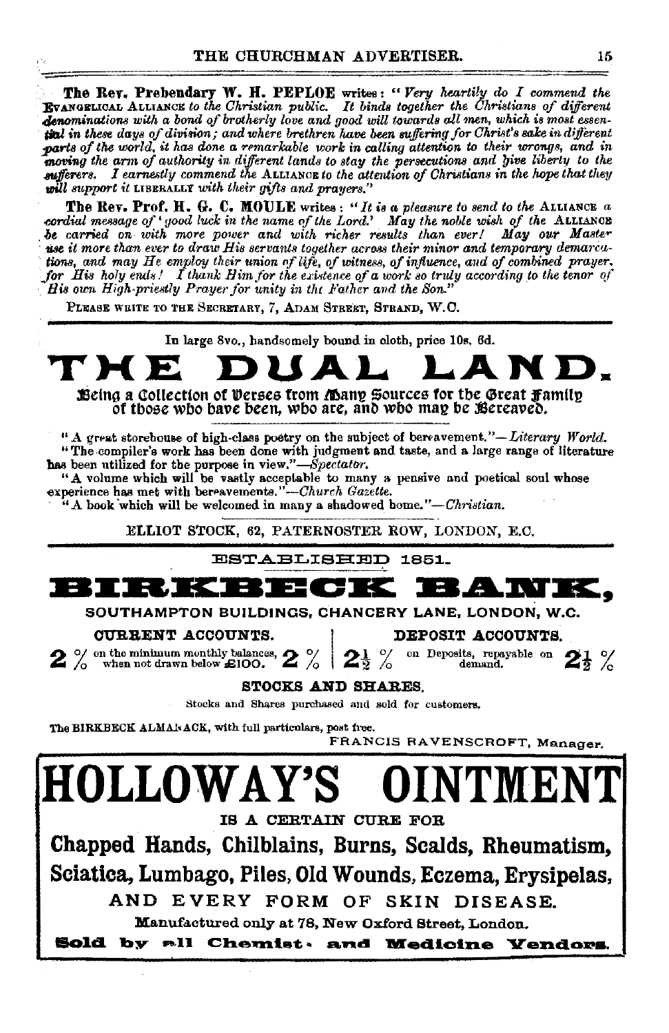**The Rev. Prebendary W. H. PEPLOE** writes: "*Very heartily do I commend the* EVANGELICAL ALLIANCE *to the Christian public. It binds together the Christians of different denominations with a bond of brotherly love and good will towards all men, which is most essential in these days of division; and where brethren have been suffering for Christ's sake in different parts of the world, it has done a remarkable work in calling attention to their wrongs, and in moving the arm of authority in different lands to stay the persecutions and give liberty to the sufferers. I earnestly commend the* ALLIANCE *to the attention of Christians in the hope that they will support it* LIBERALLY *with their gifts and prayers.*"

**The Rev. Prof. H. G. C. MOULE** writes: "*It is a pleasure to send to the* ALLIANCE *a cordial message of 'good luck in the name of the Lord.' May the noble wish of the* ALLIANCE *be carried on with more power and with richer results than ever! May our Master use it more than ever to draw His servants together across their minor and temporary demarcations, and may He employ their union of life, of witness, of influence, and of combined prayer, for His holy ends! I thank Him for the existence of a work so truly according to the tenor of His own High-priestly Prayer for unity in the Father and the Son.*"

PLEASE WRITE TO THE SECRETARY, 7, ADAM STREET, STRAND, W.C.

---

In large 8vo., handsomely bound in cloth, price 10s. 6d.

# THE DUAL LAND.

**Being a Collection of Verses from Many Sources for the Great Family of those who have been, who are, and who may be Bereaved.**

"A great storehouse of high-class poetry on the subject of bereavement."—*Literary World.*

"The compiler's work has been done with judgment and taste, and a large range of literature has been utilized for the purpose in view."—*Spectator.*

"A volume which will be vastly acceptable to many a pensive and poetical soul whose experience has met with bereavements."—*Church Gazette.*

"A book which will be welcomed in many a shadowed home."—*Christian.*

ELLIOT STOCK, 62, PATERNOSTER ROW, LONDON, E.C.

---

ESTABLISHED 1851.

# BIRKBECK BANK,

**SOUTHAMPTON BUILDINGS, CHANCERY LANE, LONDON, W.C.**

| CURRENT ACCOUNTS. | DEPOSIT ACCOUNTS. |
|---|---|
| 2 % on the minimum monthly balances, when not drawn below £100. 2 % | 2½ % on Deposits, repayable on demand. 2½ % |

**STOCKS AND SHARES.**

Stocks and Shares purchased and sold for customers.

The BIRKBECK ALMANACK, with full particulars, post free.

FRANCIS RAVENSCROFT, Manager.

---

# HOLLOWAY'S OINTMENT

IS A CERTAIN CURE FOR

**Chapped Hands, Chilblains, Burns, Scalds, Rheumatism, Sciatica, Lumbago, Piles, Old Wounds, Eczema, Erysipelas,**

AND EVERY FORM OF SKIN DISEASE.

Manufactured only at 78, New Oxford Street, London.

**Sold by all Chemists and Medicine Vendors.**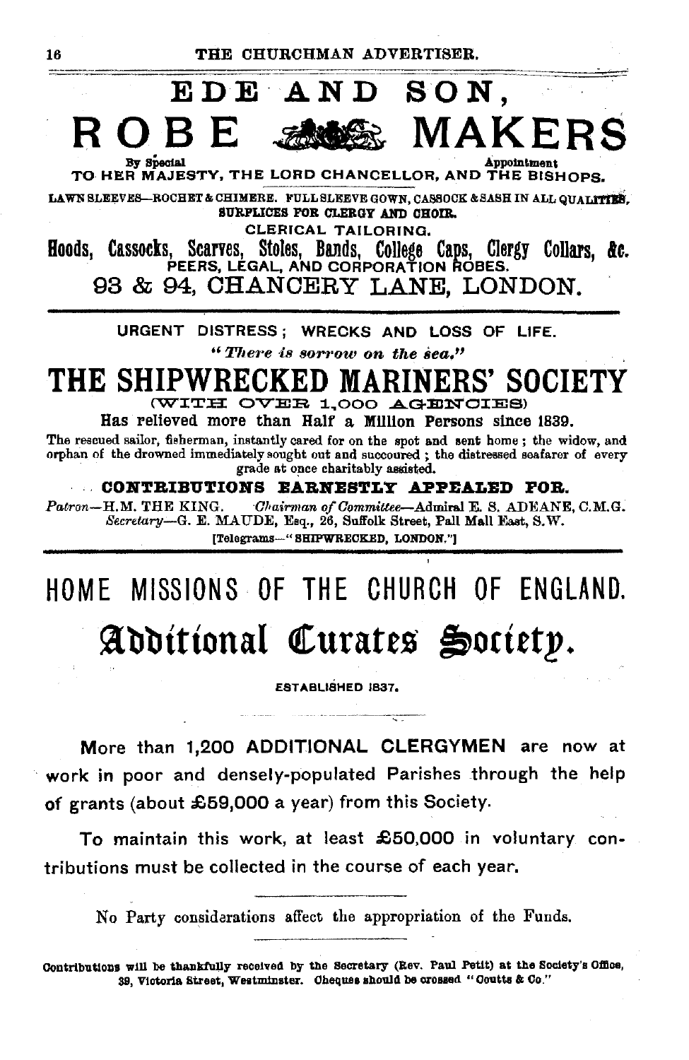# EDE AND SON,

# ROBE MAKERS

By Special Appointment

TO HER MAJESTY, THE LORD CHANCELLOR, AND THE BISHOPS.

LAWN SLEEVES—ROCHET & CHIMERE. FULL SLEEVE GOWN, CASSOCK & SASH IN ALL QUALITIES, SURPLICES FOR CLERGY AND CHOIR.

CLERICAL TAILORING.

**Hoods, Cassocks, Scarves, Stoles, Bands, College Caps, Clergy Collars, &c.**

PEERS, LEGAL, AND CORPORATION ROBES.

**93 & 94, CHANCERY LANE, LONDON.**

---

URGENT DISTRESS; WRECKS AND LOSS OF LIFE.

*"There is sorrow on the sea."*

# THE SHIPWRECKED MARINERS' SOCIETY

(WITH OVER 1,000 AGENCIES)

**Has relieved more than Half a Million Persons since 1839.**

The rescued sailor, fisherman, instantly cared for on the spot and sent home; the widow, and orphan of the drowned immediately sought out and succoured; the distressed seafarer of every grade at once charitably assisted.

**CONTRIBUTIONS EARNESTLY APPEALED FOR.**

*Patron*—H.M. THE KING. *Chairman of Committee*—Admiral E. S. ADEANE, C.M.G.
*Secretary*—G. E. MAUDE, Esq., 26, Suffolk Street, Pall Mall East, S.W.

[Telegrams—"SHIPWRECKED, LONDON."]

---

# HOME MISSIONS OF THE CHURCH OF ENGLAND.

# Additional Curates Society.

ESTABLISHED 1837.

More than 1,200 **ADDITIONAL CLERGYMEN** are now at work in poor and densely-populated Parishes through the help of grants (about £59,000 a year) from this Society.

To maintain this work, at least £50,000 in voluntary contributions must be collected in the course of each year.

No Party considerations affect the appropriation of the Funds.

Contributions will be thankfully received by the Secretary (Rev. Paul Petit) at the Society's Office, 39, Victoria Street, Westminster. Cheques should be crossed "Coutts & Co."